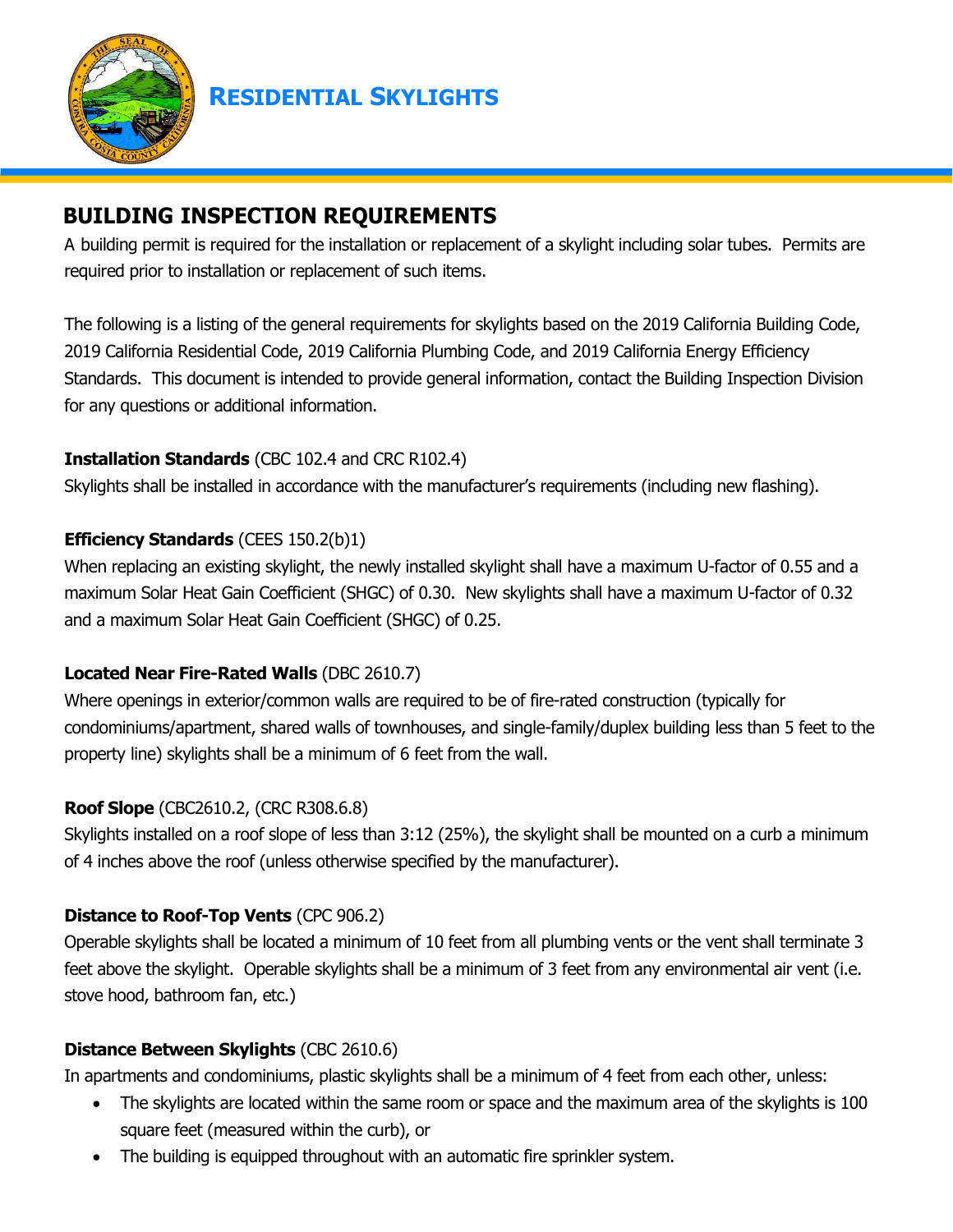# RESIDENTIAL SKYLIGHTS

## BUILDING INSPECTION REQUIREMENTS

A building permit is required for the installation or replacement of a skylight including solar tubes. Permits are required prior to installation or replacement of such items.

The following is a listing of the general requirements for skylights based on the 2019 California Building Code, 2019 California Residential Code, 2019 California Plumbing Code, and 2019 California Energy Efficiency Standards. This document is intended to provide general information, contact the Building Inspection Division for any questions or additional information.

**Installation Standards** (CBC 102.4 and CRC R102.4)
Skylights shall be installed in accordance with the manufacturer's requirements (including new flashing).

**Efficiency Standards** (CEES 150.2(b)1)
When replacing an existing skylight, the newly installed skylight shall have a maximum U-factor of 0.55 and a maximum Solar Heat Gain Coefficient (SHGC) of 0.30. New skylights shall have a maximum U-factor of 0.32 and a maximum Solar Heat Gain Coefficient (SHGC) of 0.25.

**Located Near Fire-Rated Walls** (DBC 2610.7)
Where openings in exterior/common walls are required to be of fire-rated construction (typically for condominiums/apartment, shared walls of townhouses, and single-family/duplex building less than 5 feet to the property line) skylights shall be a minimum of 6 feet from the wall.

**Roof Slope** (CBC2610.2, (CRC R308.6.8)
Skylights installed on a roof slope of less than 3:12 (25%), the skylight shall be mounted on a curb a minimum of 4 inches above the roof (unless otherwise specified by the manufacturer).

**Distance to Roof-Top Vents** (CPC 906.2)
Operable skylights shall be located a minimum of 10 feet from all plumbing vents or the vent shall terminate 3 feet above the skylight. Operable skylights shall be a minimum of 3 feet from any environmental air vent (i.e. stove hood, bathroom fan, etc.)

**Distance Between Skylights** (CBC 2610.6)
In apartments and condominiums, plastic skylights shall be a minimum of 4 feet from each other, unless:

- The skylights are located within the same room or space and the maximum area of the skylights is 100 square feet (measured within the curb), or
- The building is equipped throughout with an automatic fire sprinkler system.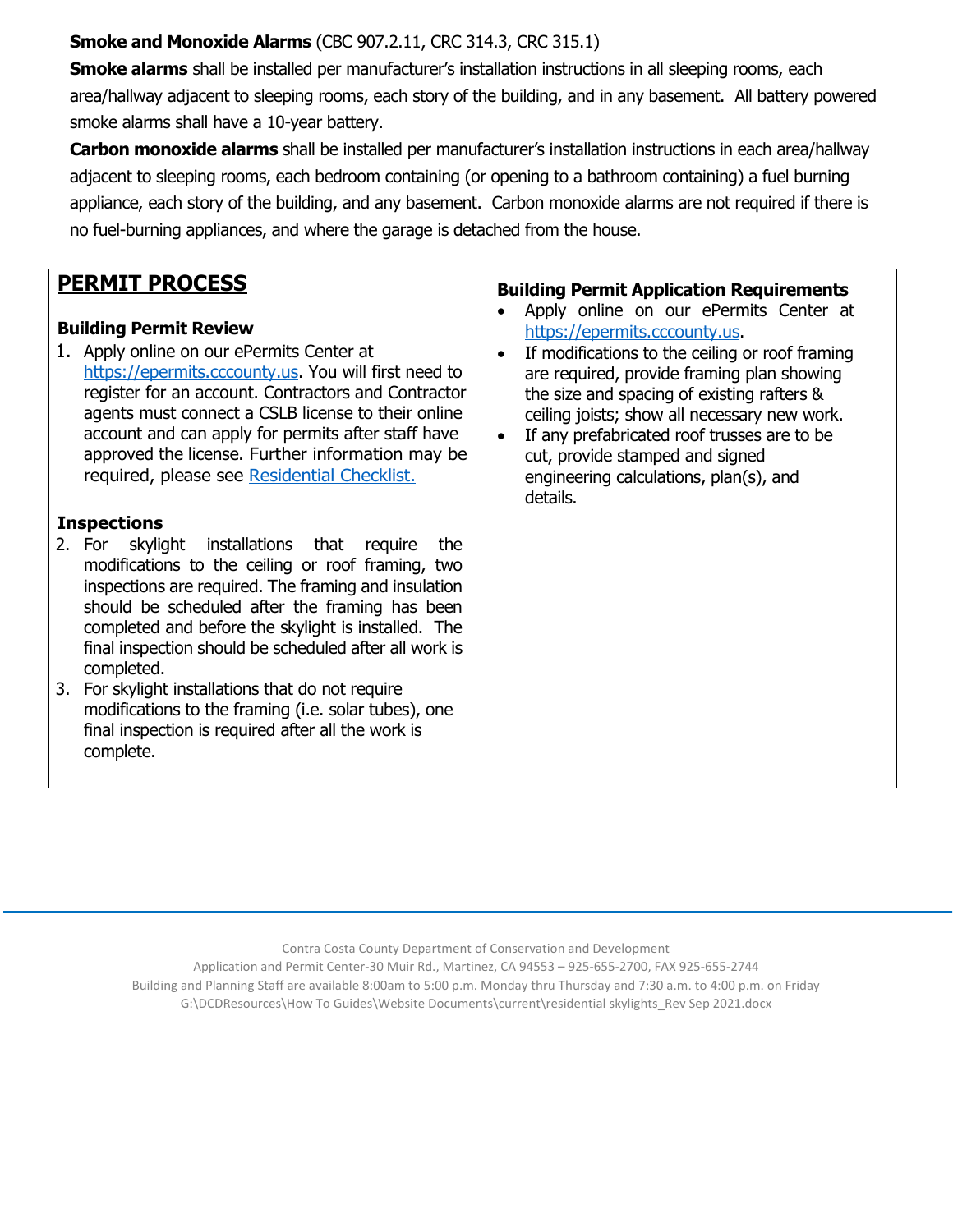**Smoke and Monoxide Alarms** (CBC 907.2.11, CRC 314.3, CRC 315.1)

**Smoke alarms** shall be installed per manufacturer's installation instructions in all sleeping rooms, each area/hallway adjacent to sleeping rooms, each story of the building, and in any basement. All battery powered smoke alarms shall have a 10-year battery.

**Carbon monoxide alarms** shall be installed per manufacturer's installation instructions in each area/hallway adjacent to sleeping rooms, each bedroom containing (or opening to a bathroom containing) a fuel burning appliance, each story of the building, and any basement. Carbon monoxide alarms are not required if there is no fuel-burning appliances, and where the garage is detached from the house.

## PERMIT PROCESS

### Building Permit Review

1. Apply online on our ePermits Center at [https://epermits.cccounty.us](https://epermits.cccounty.us). You will first need to register for an account. Contractors and Contractor agents must connect a CSLB license to their online account and can apply for permits after staff have approved the license. Further information may be required, please see Residential Checklist.

### Inspections

2. For skylight installations that require the modifications to the ceiling or roof framing, two inspections are required. The framing and insulation should be scheduled after the framing has been completed and before the skylight is installed. The final inspection should be scheduled after all work is completed.
3. For skylight installations that do not require modifications to the framing (i.e. solar tubes), one final inspection is required after all the work is complete.

### Building Permit Application Requirements

- Apply online on our ePermits Center at [https://epermits.cccounty.us](https://epermits.cccounty.us).
- If modifications to the ceiling or roof framing are required, provide framing plan showing the size and spacing of existing rafters & ceiling joists; show all necessary new work.
- If any prefabricated roof trusses are to be cut, provide stamped and signed engineering calculations, plan(s), and details.

Contra Costa County Department of Conservation and Development
Application and Permit Center-30 Muir Rd., Martinez, CA 94553 – 925-655-2700, FAX 925-655-2744
Building and Planning Staff are available 8:00am to 5:00 p.m. Monday thru Thursday and 7:30 a.m. to 4:00 p.m. on Friday
G:\DCDResources\How To Guides\Website Documents\current\residential skylights_Rev Sep 2021.docx